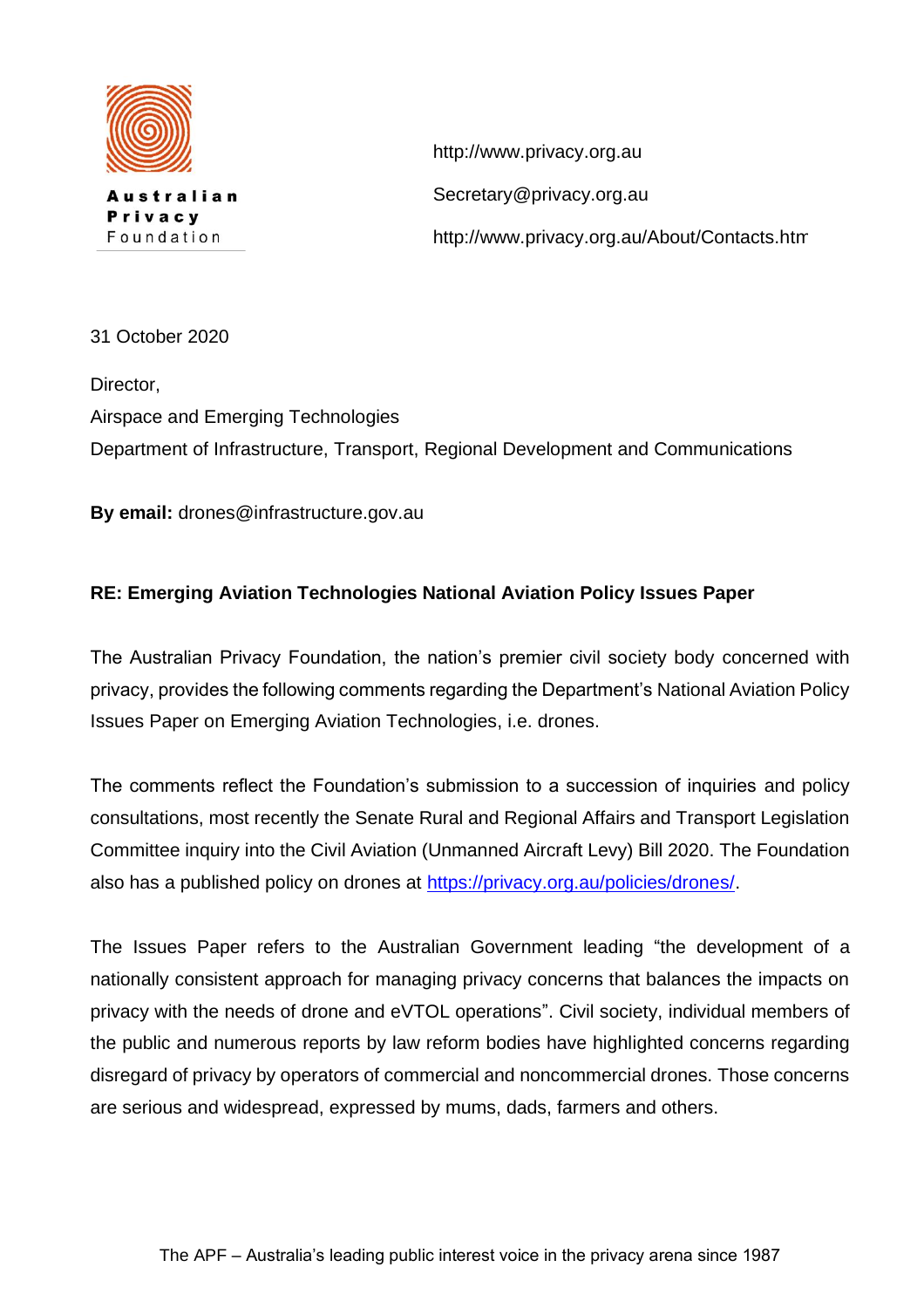**Australian Privacy Foundation**

http://www.privacy.org.au

Secretary@privacy.org.au

http://www.privacy.org.au/About/Contacts.htm

31 October 2020

Director,
Airspace and Emerging Technologies
Department of Infrastructure, Transport, Regional Development and Communications

**By email:** drones@infrastructure.gov.au

**RE: Emerging Aviation Technologies National Aviation Policy Issues Paper**

The Australian Privacy Foundation, the nation's premier civil society body concerned with privacy, provides the following comments regarding the Department's National Aviation Policy Issues Paper on Emerging Aviation Technologies, i.e. drones.

The comments reflect the Foundation's submission to a succession of inquiries and policy consultations, most recently the Senate Rural and Regional Affairs and Transport Legislation Committee inquiry into the Civil Aviation (Unmanned Aircraft Levy) Bill 2020. The Foundation also has a published policy on drones at [https://privacy.org.au/policies/drones/](https://privacy.org.au/policies/drones/).

The Issues Paper refers to the Australian Government leading "the development of a nationally consistent approach for managing privacy concerns that balances the impacts on privacy with the needs of drone and eVTOL operations". Civil society, individual members of the public and numerous reports by law reform bodies have highlighted concerns regarding disregard of privacy by operators of commercial and noncommercial drones. Those concerns are serious and widespread, expressed by mums, dads, farmers and others.

The APF – Australia's leading public interest voice in the privacy arena since 1987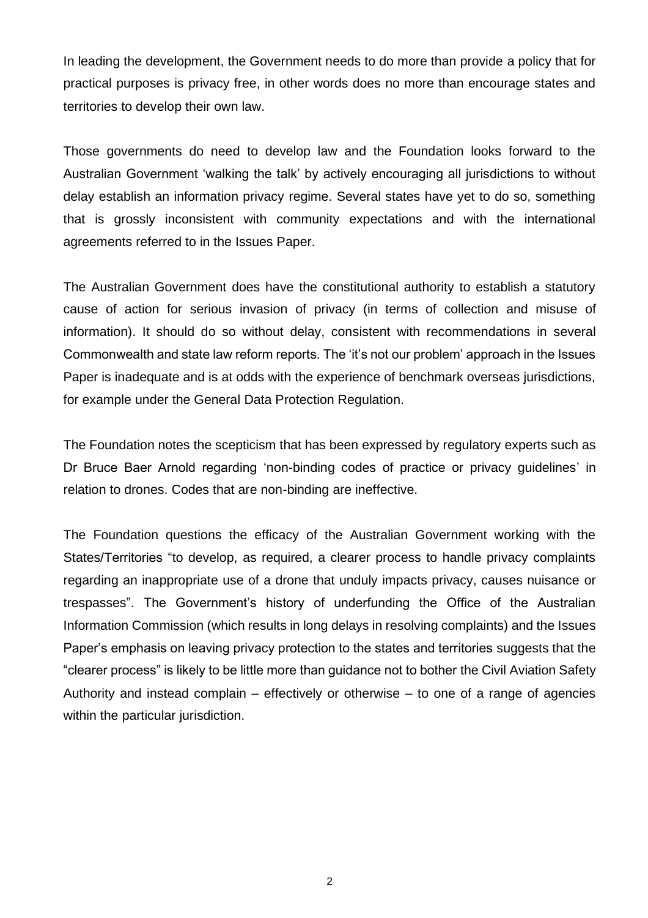In leading the development, the Government needs to do more than provide a policy that for practical purposes is privacy free, in other words does no more than encourage states and territories to develop their own law.

Those governments do need to develop law and the Foundation looks forward to the Australian Government 'walking the talk' by actively encouraging all jurisdictions to without delay establish an information privacy regime. Several states have yet to do so, something that is grossly inconsistent with community expectations and with the international agreements referred to in the Issues Paper.

The Australian Government does have the constitutional authority to establish a statutory cause of action for serious invasion of privacy (in terms of collection and misuse of information). It should do so without delay, consistent with recommendations in several Commonwealth and state law reform reports. The 'it's not our problem' approach in the Issues Paper is inadequate and is at odds with the experience of benchmark overseas jurisdictions, for example under the General Data Protection Regulation.

The Foundation notes the scepticism that has been expressed by regulatory experts such as Dr Bruce Baer Arnold regarding 'non-binding codes of practice or privacy guidelines' in relation to drones. Codes that are non-binding are ineffective.

The Foundation questions the efficacy of the Australian Government working with the States/Territories "to develop, as required, a clearer process to handle privacy complaints regarding an inappropriate use of a drone that unduly impacts privacy, causes nuisance or trespasses". The Government's history of underfunding the Office of the Australian Information Commission (which results in long delays in resolving complaints) and the Issues Paper's emphasis on leaving privacy protection to the states and territories suggests that the "clearer process" is likely to be little more than guidance not to bother the Civil Aviation Safety Authority and instead complain – effectively or otherwise – to one of a range of agencies within the particular jurisdiction.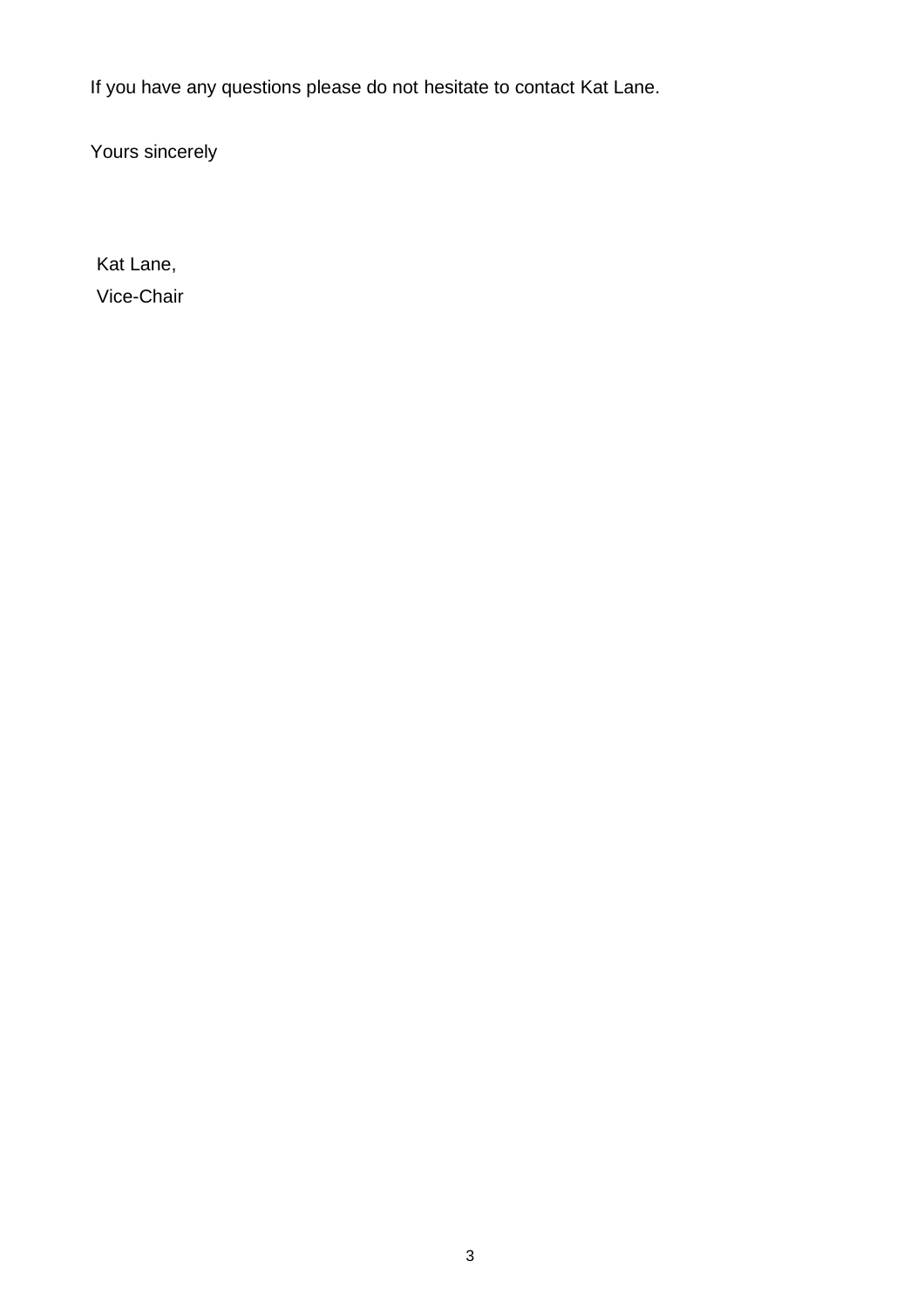If you have any questions please do not hesitate to contact Kat Lane.

Yours sincerely

Kat Lane,

Vice-Chair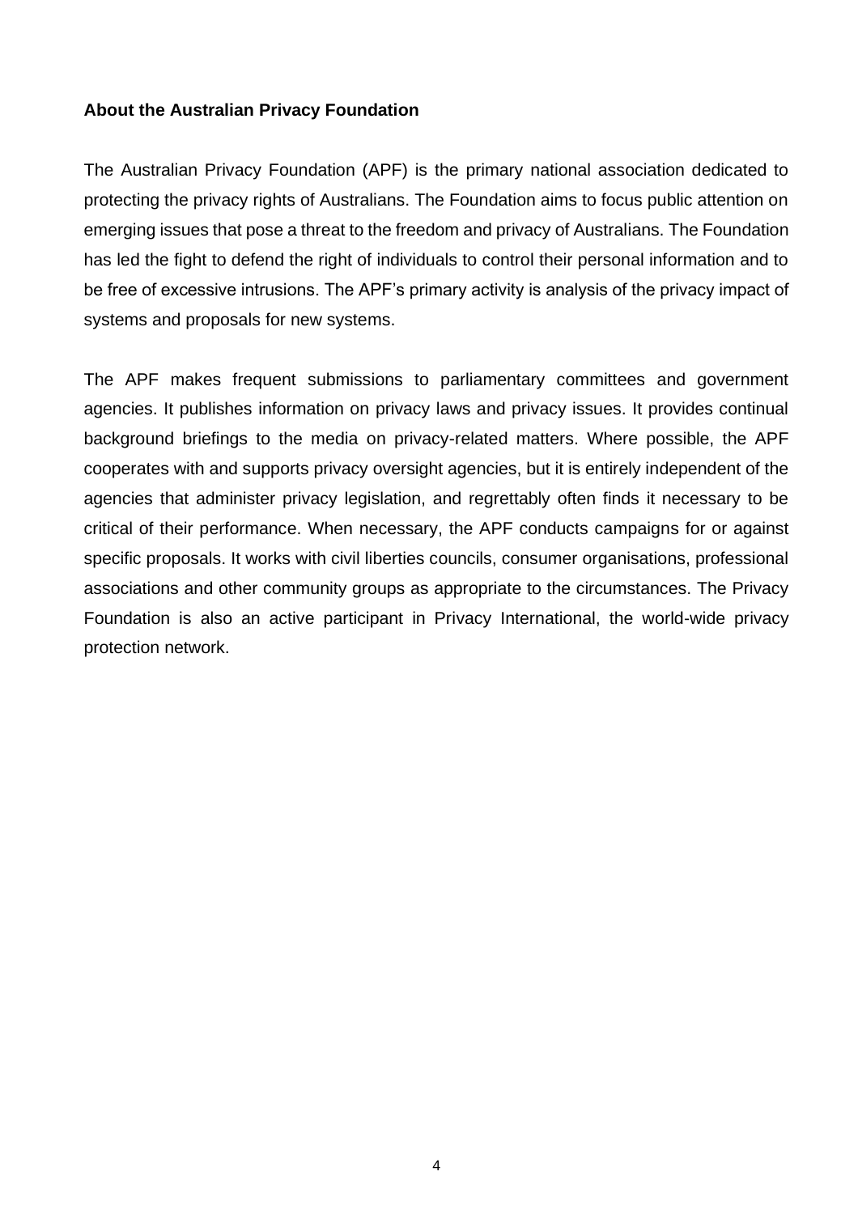**About the Australian Privacy Foundation**

The Australian Privacy Foundation (APF) is the primary national association dedicated to protecting the privacy rights of Australians. The Foundation aims to focus public attention on emerging issues that pose a threat to the freedom and privacy of Australians. The Foundation has led the fight to defend the right of individuals to control their personal information and to be free of excessive intrusions. The APF's primary activity is analysis of the privacy impact of systems and proposals for new systems.

The APF makes frequent submissions to parliamentary committees and government agencies. It publishes information on privacy laws and privacy issues. It provides continual background briefings to the media on privacy-related matters. Where possible, the APF cooperates with and supports privacy oversight agencies, but it is entirely independent of the agencies that administer privacy legislation, and regrettably often finds it necessary to be critical of their performance. When necessary, the APF conducts campaigns for or against specific proposals. It works with civil liberties councils, consumer organisations, professional associations and other community groups as appropriate to the circumstances. The Privacy Foundation is also an active participant in Privacy International, the world-wide privacy protection network.